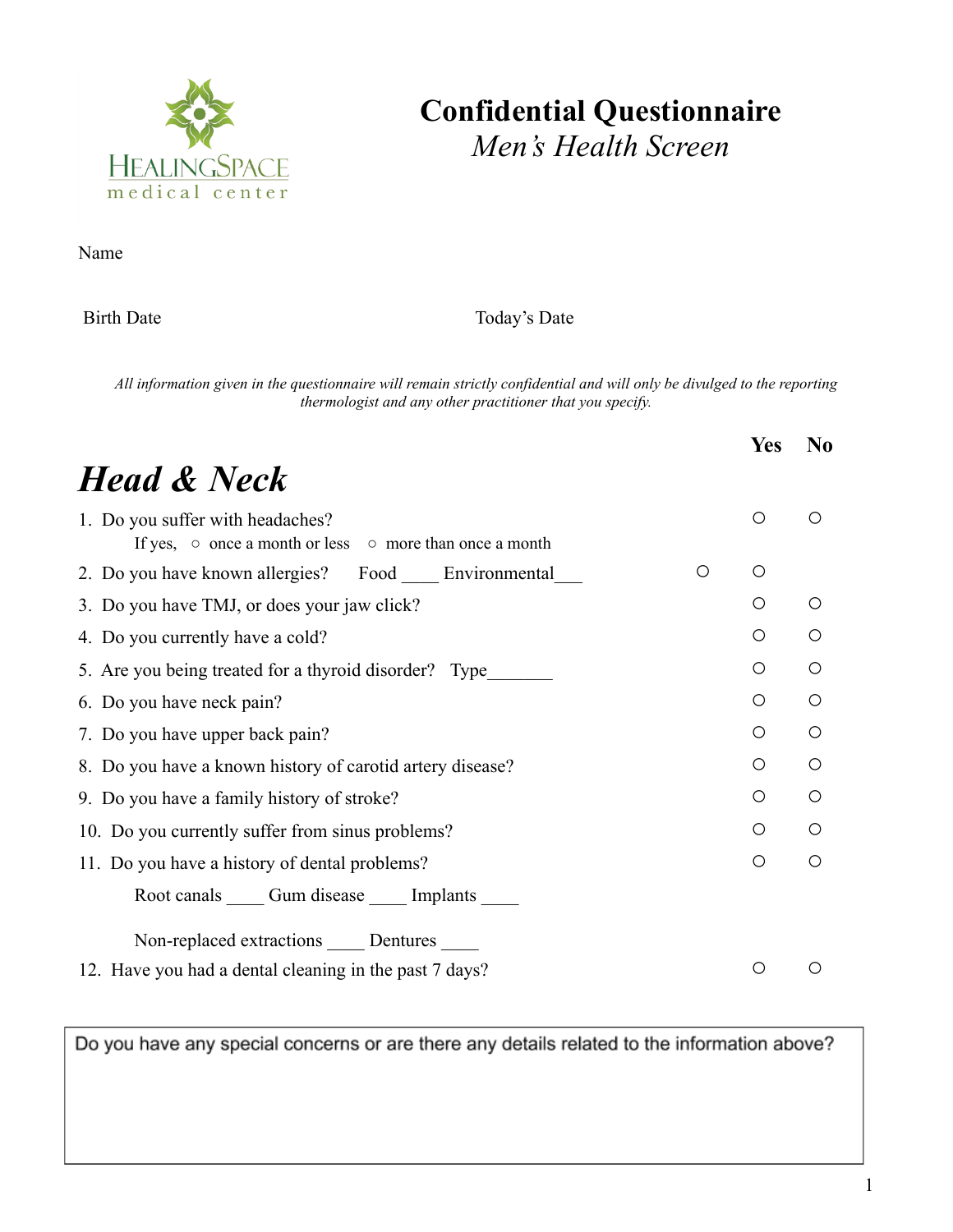HEALINGSPACE
medical center

# Confidential Questionnaire
*Men's Health Screen*

Name

Birth Date &nbsp;&nbsp;&nbsp;&nbsp;&nbsp;&nbsp;&nbsp;&nbsp;&nbsp;&nbsp;&nbsp;&nbsp;&nbsp;&nbsp;&nbsp;&nbsp;&nbsp;&nbsp;&nbsp;&nbsp; Today's Date

*All information given in the questionnaire will remain strictly confidential and will only be divulged to the reporting thermologist and any other practitioner that you specify.*

## *Head & Neck*

| | Yes | No |
|---|---|---|
| 1. Do you suffer with headaches?<br>If yes, ○ once a month or less ○ more than once a month | ○ | ○ |
| 2. Do you have known allergies? Food ____ Environmental___ | ○ | ○ |
| 3. Do you have TMJ, or does your jaw click? | ○ | ○ |
| 4. Do you currently have a cold? | ○ | ○ |
| 5. Are you being treated for a thyroid disorder? Type_______ | ○ | ○ |
| 6. Do you have neck pain? | ○ | ○ |
| 7. Do you have upper back pain? | ○ | ○ |
| 8. Do you have a known history of carotid artery disease? | ○ | ○ |
| 9. Do you have a family history of stroke? | ○ | ○ |
| 10. Do you currently suffer from sinus problems? | ○ | ○ |
| 11. Do you have a history of dental problems?<br>Root canals ____ Gum disease ____ Implants ____<br>Non-replaced extractions ____ Dentures ____ | ○ | ○ |
| 12. Have you had a dental cleaning in the past 7 days? | ○ | ○ |

Do you have any special concerns or are there any details related to the information above?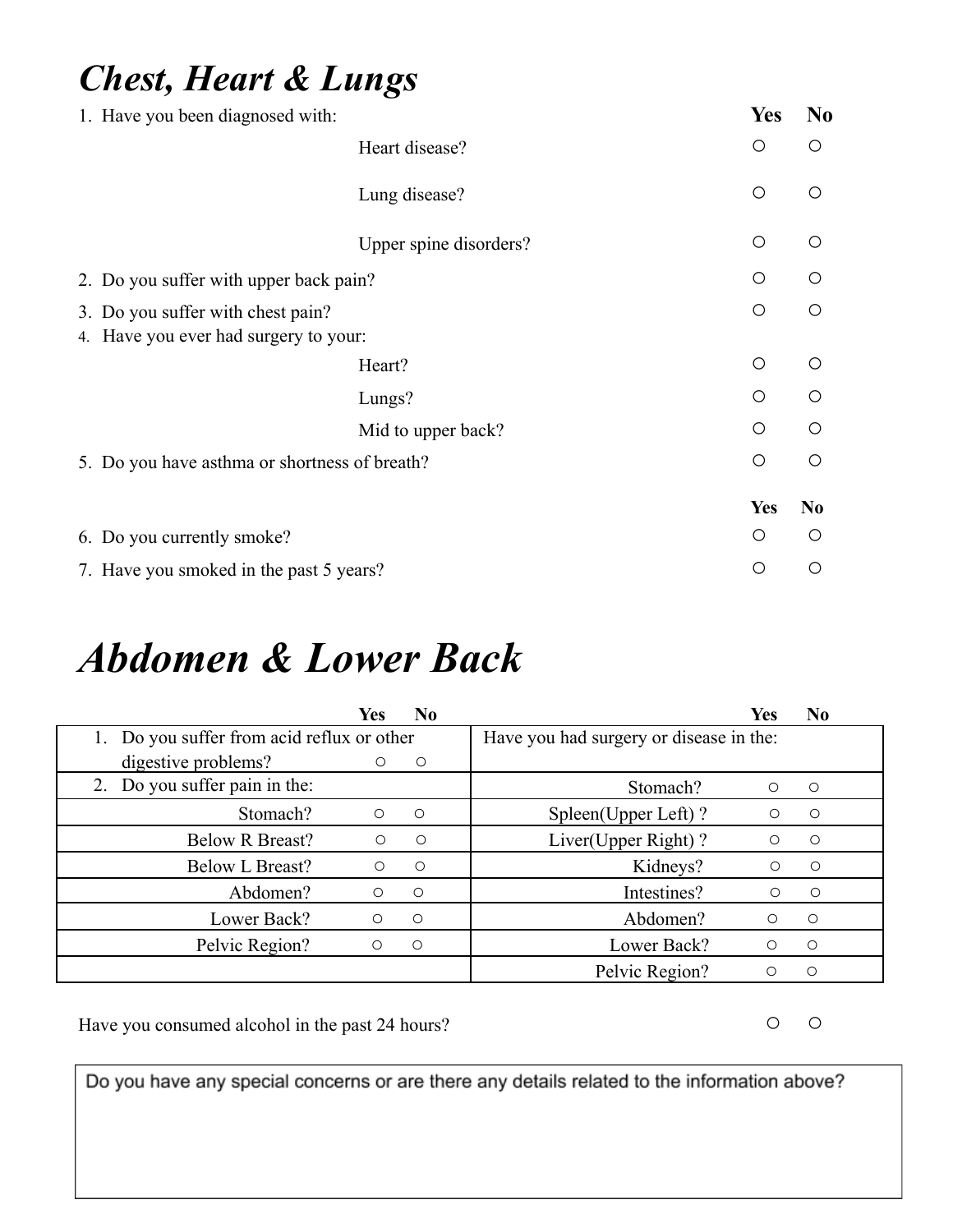# *Chest, Heart & Lungs*

| | | Yes | No |
|---|---|---|---|
| 1. Have you been diagnosed with: | | | |
| | Heart disease? | ○ | ○ |
| | Lung disease? | ○ | ○ |
| | Upper spine disorders? | ○ | ○ |
| 2. Do you suffer with upper back pain? | | ○ | ○ |
| 3. Do you suffer with chest pain? | | ○ | ○ |
| 4. Have you ever had surgery to your: | | | |
| | Heart? | ○ | ○ |
| | Lungs? | ○ | ○ |
| | Mid to upper back? | ○ | ○ |
| 5. Do you have asthma or shortness of breath? | | ○ | ○ |

| | Yes | No |
|---|---|---|
| 6. Do you currently smoke? | ○ | ○ |
| 7. Have you smoked in the past 5 years? | ○ | ○ |

# *Abdomen & Lower Back*

| | Yes | No | | Yes | No |
|---|---|---|---|---|---|
| 1. Do you suffer from acid reflux or other digestive problems? | ○ | ○ | Have you had surgery or disease in the: | | |
| 2. Do you suffer pain in the: | | | Stomach? | ○ | ○ |
| Stomach? | ○ | ○ | Spleen(Upper Left) ? | ○ | ○ |
| Below R Breast? | ○ | ○ | Liver(Upper Right) ? | ○ | ○ |
| Below L Breast? | ○ | ○ | Kidneys? | ○ | ○ |
| Abdomen? | ○ | ○ | Intestines? | ○ | ○ |
| Lower Back? | ○ | ○ | Abdomen? | ○ | ○ |
| Pelvic Region? | ○ | ○ | Lower Back? | ○ | ○ |
| | | | Pelvic Region? | ○ | ○ |

Have you consumed alcohol in the past 24 hours? ○ ○

Do you have any special concerns or are there any details related to the information above?